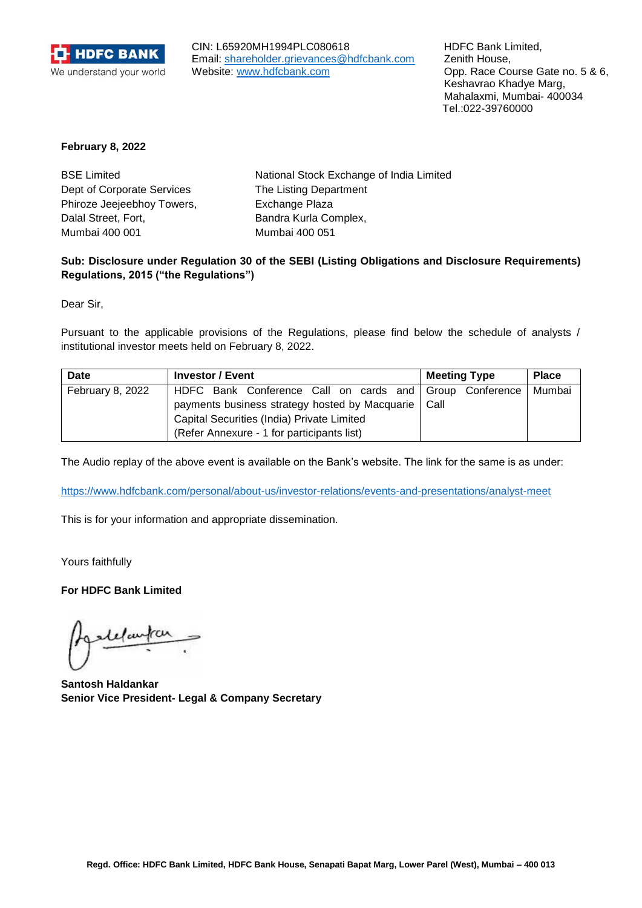HDFC BANK
We understand your world

CIN: L65920MH1994PLC080618
Email: shareholder.grievances@hdfcbank.com
Website: www.hdfcbank.com

HDFC Bank Limited,
Zenith House,
Opp. Race Course Gate no. 5 & 6,
Keshavrao Khadye Marg,
Mahalaxmi, Mumbai- 400034
Tel.:022-39760000

**February 8, 2022**

BSE Limited
Dept of Corporate Services
Phiroze Jeejeebhoy Towers,
Dalal Street, Fort,
Mumbai 400 001

National Stock Exchange of India Limited
The Listing Department
Exchange Plaza
Bandra Kurla Complex,
Mumbai 400 051

**Sub: Disclosure under Regulation 30 of the SEBI (Listing Obligations and Disclosure Requirements) Regulations, 2015 ("the Regulations")**

Dear Sir,

Pursuant to the applicable provisions of the Regulations, please find below the schedule of analysts / institutional investor meets held on February 8, 2022.

| Date | Investor / Event | Meeting Type | Place |
|---|---|---|---|
| February 8, 2022 | HDFC Bank Conference Call on cards and payments business strategy hosted by Macquarie Capital Securities (India) Private Limited (Refer Annexure - 1 for participants list) | Group Conference Call | Mumbai |

The Audio replay of the above event is available on the Bank's website. The link for the same is as under:

https://www.hdfcbank.com/personal/about-us/investor-relations/events-and-presentations/analyst-meet

This is for your information and appropriate dissemination.

Yours faithfully

**For HDFC Bank Limited**

**Santosh Haldankar**
**Senior Vice President- Legal & Company Secretary**

**Regd. Office: HDFC Bank Limited, HDFC Bank House, Senapati Bapat Marg, Lower Parel (West), Mumbai – 400 013**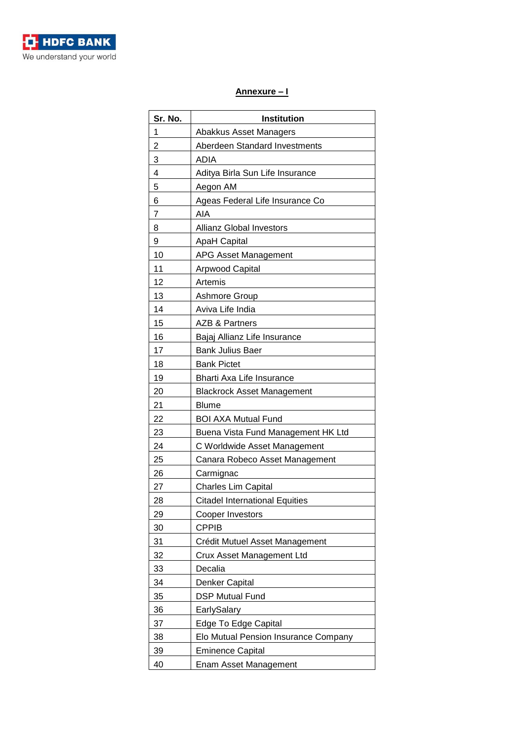**Annexure – I**

| Sr. No. | Institution |
|---|---|
| 1 | Abakkus Asset Managers |
| 2 | Aberdeen Standard Investments |
| 3 | ADIA |
| 4 | Aditya Birla Sun Life Insurance |
| 5 | Aegon AM |
| 6 | Ageas Federal Life Insurance Co |
| 7 | AIA |
| 8 | Allianz Global Investors |
| 9 | ApaH Capital |
| 10 | APG Asset Management |
| 11 | Arpwood Capital |
| 12 | Artemis |
| 13 | Ashmore Group |
| 14 | Aviva Life India |
| 15 | AZB & Partners |
| 16 | Bajaj Allianz Life Insurance |
| 17 | Bank Julius Baer |
| 18 | Bank Pictet |
| 19 | Bharti Axa Life Insurance |
| 20 | Blackrock Asset Management |
| 21 | Blume |
| 22 | BOI AXA Mutual Fund |
| 23 | Buena Vista Fund Management HK Ltd |
| 24 | C Worldwide Asset Management |
| 25 | Canara Robeco Asset Management |
| 26 | Carmignac |
| 27 | Charles Lim Capital |
| 28 | Citadel International Equities |
| 29 | Cooper Investors |
| 30 | CPPIB |
| 31 | Crédit Mutuel Asset Management |
| 32 | Crux Asset Management Ltd |
| 33 | Decalia |
| 34 | Denker Capital |
| 35 | DSP Mutual Fund |
| 36 | EarlySalary |
| 37 | Edge To Edge Capital |
| 38 | Elo Mutual Pension Insurance Company |
| 39 | Eminence Capital |
| 40 | Enam Asset Management |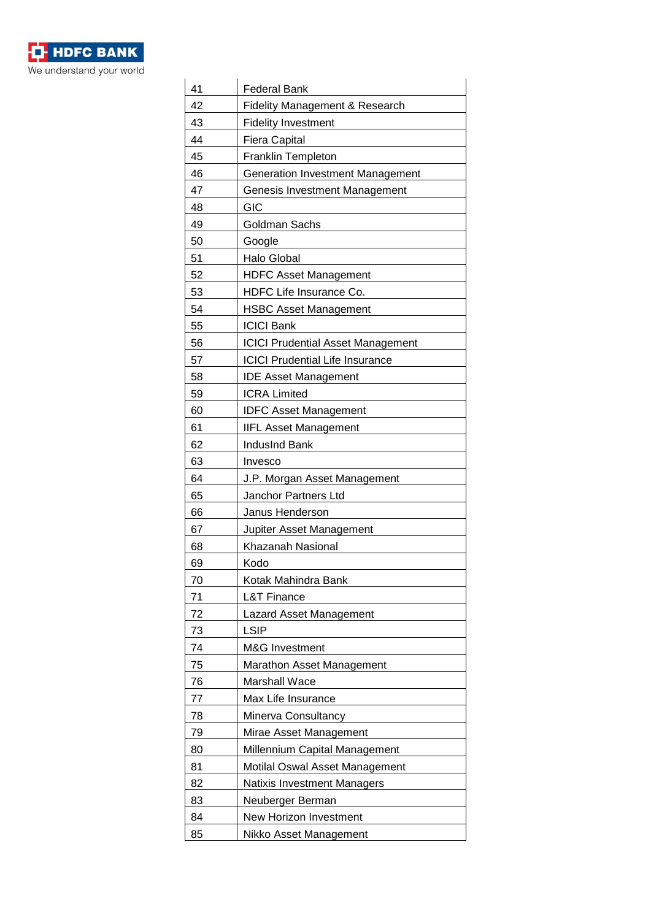| 41 | Federal Bank |
|---|---|
| 42 | Fidelity Management & Research |
| 43 | Fidelity Investment |
| 44 | Fiera Capital |
| 45 | Franklin Templeton |
| 46 | Generation Investment Management |
| 47 | Genesis Investment Management |
| 48 | GIC |
| 49 | Goldman Sachs |
| 50 | Google |
| 51 | Halo Global |
| 52 | HDFC Asset Management |
| 53 | HDFC Life Insurance Co. |
| 54 | HSBC Asset Management |
| 55 | ICICI Bank |
| 56 | ICICI Prudential Asset Management |
| 57 | ICICI Prudential Life Insurance |
| 58 | IDE Asset Management |
| 59 | ICRA Limited |
| 60 | IDFC Asset Management |
| 61 | IIFL Asset Management |
| 62 | IndusInd Bank |
| 63 | Invesco |
| 64 | J.P. Morgan Asset Management |
| 65 | Janchor Partners Ltd |
| 66 | Janus Henderson |
| 67 | Jupiter Asset Management |
| 68 | Khazanah Nasional |
| 69 | Kodo |
| 70 | Kotak Mahindra Bank |
| 71 | L&T Finance |
| 72 | Lazard Asset Management |
| 73 | LSIP |
| 74 | M&G Investment |
| 75 | Marathon Asset Management |
| 76 | Marshall Wace |
| 77 | Max Life Insurance |
| 78 | Minerva Consultancy |
| 79 | Mirae Asset Management |
| 80 | Millennium Capital Management |
| 81 | Motilal Oswal Asset Management |
| 82 | Natixis Investment Managers |
| 83 | Neuberger Berman |
| 84 | New Horizon Investment |
| 85 | Nikko Asset Management |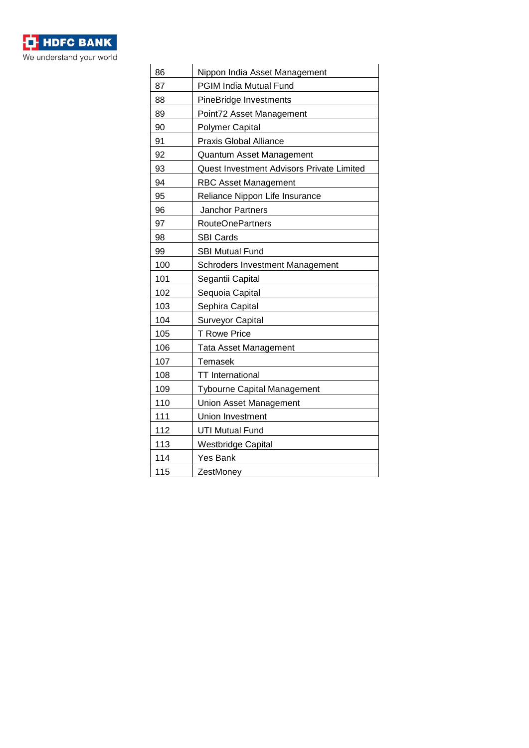| | |
|---|---|
| 86 | Nippon India Asset Management |
| 87 | PGIM India Mutual Fund |
| 88 | PineBridge Investments |
| 89 | Point72 Asset Management |
| 90 | Polymer Capital |
| 91 | Praxis Global Alliance |
| 92 | Quantum Asset Management |
| 93 | Quest Investment Advisors Private Limited |
| 94 | RBC Asset Management |
| 95 | Reliance Nippon Life Insurance |
| 96 | Janchor Partners |
| 97 | RouteOnePartners |
| 98 | SBI Cards |
| 99 | SBI Mutual Fund |
| 100 | Schroders Investment Management |
| 101 | Segantii Capital |
| 102 | Sequoia Capital |
| 103 | Sephira Capital |
| 104 | Surveyor Capital |
| 105 | T Rowe Price |
| 106 | Tata Asset Management |
| 107 | Temasek |
| 108 | TT International |
| 109 | Tybourne Capital Management |
| 110 | Union Asset Management |
| 111 | Union Investment |
| 112 | UTI Mutual Fund |
| 113 | Westbridge Capital |
| 114 | Yes Bank |
| 115 | ZestMoney |